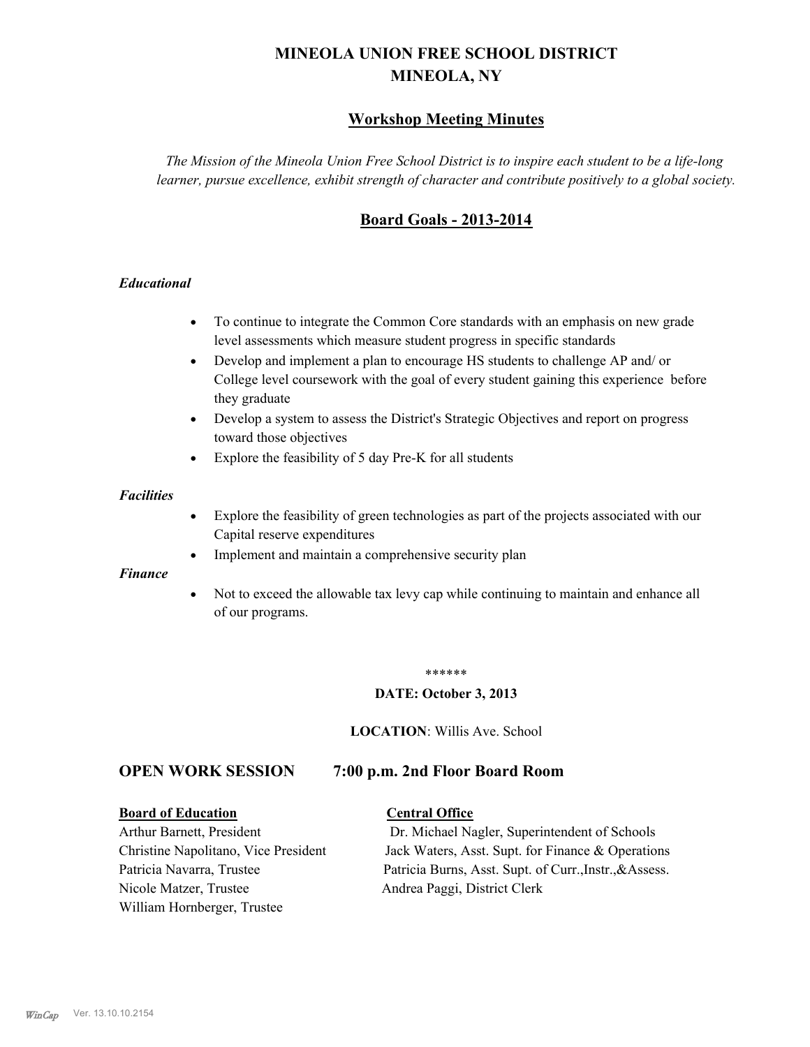# MINEOLA UNION FREE SCHOOL DISTRICT
# MINEOLA, NY

## Workshop Meeting Minutes

*The Mission of the Mineola Union Free School District is to inspire each student to be a life-long learner, pursue excellence, exhibit strength of character and contribute positively to a global society.*

## Board Goals - 2013-2014

### *Educational*

- To continue to integrate the Common Core standards with an emphasis on new grade level assessments which measure student progress in specific standards
- Develop and implement a plan to encourage HS students to challenge AP and/ or College level coursework with the goal of every student gaining this experience before they graduate
- Develop a system to assess the District's Strategic Objectives and report on progress toward those objectives
- Explore the feasibility of 5 day Pre-K for all students

### *Facilities*

- Explore the feasibility of green technologies as part of the projects associated with our Capital reserve expenditures
- Implement and maintain a comprehensive security plan

### *Finance*

- Not to exceed the allowable tax levy cap while continuing to maintain and enhance all of our programs.

******

**DATE: October 3, 2013**

**LOCATION**: Willis Ave. School

## OPEN WORK SESSION 7:00 p.m. 2nd Floor Board Room

| **Board of Education** | **Central Office** |
|---|---|
| Arthur Barnett, President | Dr. Michael Nagler, Superintendent of Schools |
| Christine Napolitano, Vice President | Jack Waters, Asst. Supt. for Finance & Operations |
| Patricia Navarra, Trustee | Patricia Burns, Asst. Supt. of Curr.,Instr.,&Assess. |
| Nicole Matzer, Trustee | Andrea Paggi, District Clerk |
| William Hornberger, Trustee | |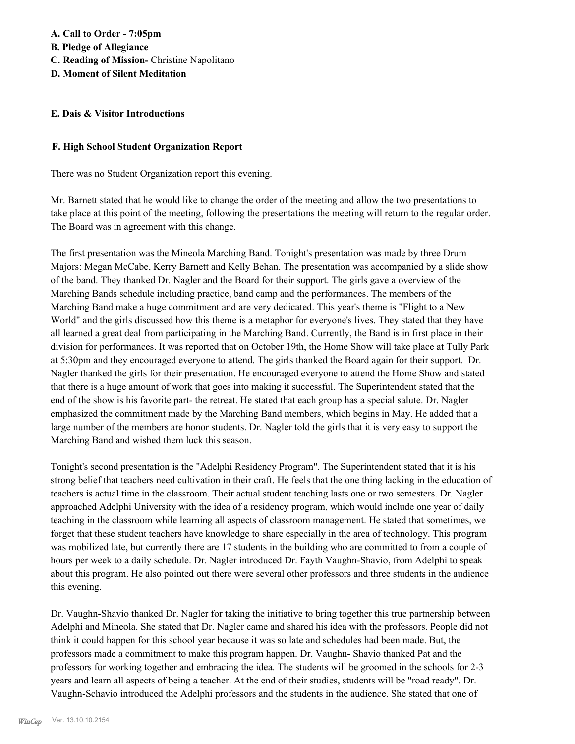**A. Call to Order - 7:05pm**
**B. Pledge of Allegiance**
**C. Reading of Mission-** Christine Napolitano
**D. Moment of Silent Meditation**

**E. Dais & Visitor Introductions**

**F. High School Student Organization Report**

There was no Student Organization report this evening.

Mr. Barnett stated that he would like to change the order of the meeting and allow the two presentations to take place at this point of the meeting, following the presentations the meeting will return to the regular order. The Board was in agreement with this change.

The first presentation was the Mineola Marching Band. Tonight's presentation was made by three Drum Majors: Megan McCabe, Kerry Barnett and Kelly Behan. The presentation was accompanied by a slide show of the band. They thanked Dr. Nagler and the Board for their support. The girls gave a overview of the Marching Bands schedule including practice, band camp and the performances. The members of the Marching Band make a huge commitment and are very dedicated. This year's theme is "Flight to a New World" and the girls discussed how this theme is a metaphor for everyone's lives. They stated that they have all learned a great deal from participating in the Marching Band. Currently, the Band is in first place in their division for performances. It was reported that on October 19th, the Home Show will take place at Tully Park at 5:30pm and they encouraged everyone to attend. The girls thanked the Board again for their support. Dr. Nagler thanked the girls for their presentation. He encouraged everyone to attend the Home Show and stated that there is a huge amount of work that goes into making it successful. The Superintendent stated that the end of the show is his favorite part- the retreat. He stated that each group has a special salute. Dr. Nagler emphasized the commitment made by the Marching Band members, which begins in May. He added that a large number of the members are honor students. Dr. Nagler told the girls that it is very easy to support the Marching Band and wished them luck this season.

Tonight's second presentation is the "Adelphi Residency Program". The Superintendent stated that it is his strong belief that teachers need cultivation in their craft. He feels that the one thing lacking in the education of teachers is actual time in the classroom. Their actual student teaching lasts one or two semesters. Dr. Nagler approached Adelphi University with the idea of a residency program, which would include one year of daily teaching in the classroom while learning all aspects of classroom management. He stated that sometimes, we forget that these student teachers have knowledge to share especially in the area of technology. This program was mobilized late, but currently there are 17 students in the building who are committed to from a couple of hours per week to a daily schedule. Dr. Nagler introduced Dr. Fayth Vaughn-Shavio, from Adelphi to speak about this program. He also pointed out there were several other professors and three students in the audience this evening.

Dr. Vaughn-Shavio thanked Dr. Nagler for taking the initiative to bring together this true partnership between Adelphi and Mineola. She stated that Dr. Nagler came and shared his idea with the professors. People did not think it could happen for this school year because it was so late and schedules had been made. But, the professors made a commitment to make this program happen. Dr. Vaughn- Shavio thanked Pat and the professors for working together and embracing the idea. The students will be groomed in the schools for 2-3 years and learn all aspects of being a teacher. At the end of their studies, students will be "road ready". Dr. Vaughn-Schavio introduced the Adelphi professors and the students in the audience. She stated that one of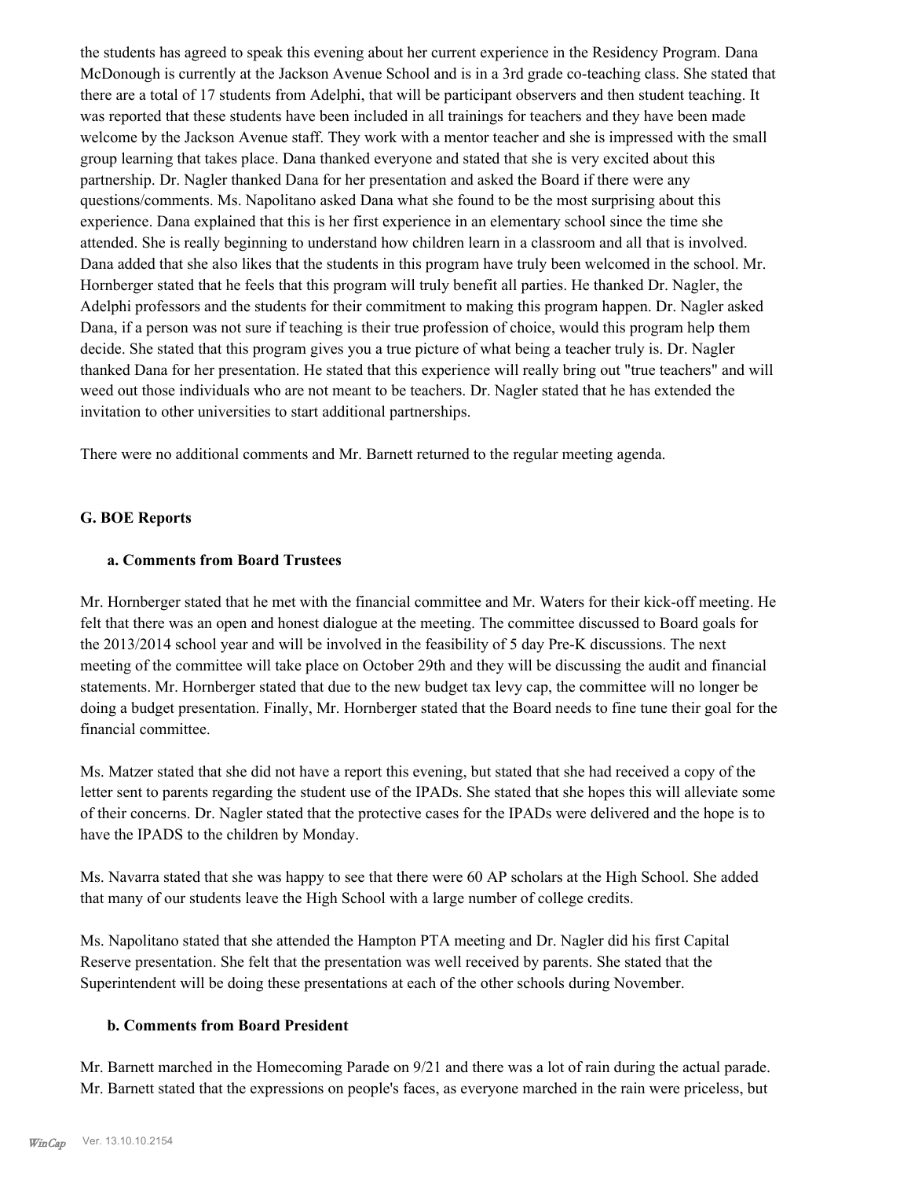the students has agreed to speak this evening about her current experience in the Residency Program. Dana McDonough is currently at the Jackson Avenue School and is in a 3rd grade co-teaching class. She stated that there are a total of 17 students from Adelphi, that will be participant observers and then student teaching. It was reported that these students have been included in all trainings for teachers and they have been made welcome by the Jackson Avenue staff. They work with a mentor teacher and she is impressed with the small group learning that takes place. Dana thanked everyone and stated that she is very excited about this partnership. Dr. Nagler thanked Dana for her presentation and asked the Board if there were any questions/comments. Ms. Napolitano asked Dana what she found to be the most surprising about this experience. Dana explained that this is her first experience in an elementary school since the time she attended. She is really beginning to understand how children learn in a classroom and all that is involved. Dana added that she also likes that the students in this program have truly been welcomed in the school. Mr. Hornberger stated that he feels that this program will truly benefit all parties. He thanked Dr. Nagler, the Adelphi professors and the students for their commitment to making this program happen. Dr. Nagler asked Dana, if a person was not sure if teaching is their true profession of choice, would this program help them decide. She stated that this program gives you a true picture of what being a teacher truly is. Dr. Nagler thanked Dana for her presentation. He stated that this experience will really bring out "true teachers" and will weed out those individuals who are not meant to be teachers. Dr. Nagler stated that he has extended the invitation to other universities to start additional partnerships.

There were no additional comments and Mr. Barnett returned to the regular meeting agenda.

## G. BOE Reports

### a. Comments from Board Trustees

Mr. Hornberger stated that he met with the financial committee and Mr. Waters for their kick-off meeting. He felt that there was an open and honest dialogue at the meeting. The committee discussed to Board goals for the 2013/2014 school year and will be involved in the feasibility of 5 day Pre-K discussions. The next meeting of the committee will take place on October 29th and they will be discussing the audit and financial statements. Mr. Hornberger stated that due to the new budget tax levy cap, the committee will no longer be doing a budget presentation. Finally, Mr. Hornberger stated that the Board needs to fine tune their goal for the financial committee.

Ms. Matzer stated that she did not have a report this evening, but stated that she had received a copy of the letter sent to parents regarding the student use of the IPADs. She stated that she hopes this will alleviate some of their concerns. Dr. Nagler stated that the protective cases for the IPADs were delivered and the hope is to have the IPADS to the children by Monday.

Ms. Navarra stated that she was happy to see that there were 60 AP scholars at the High School. She added that many of our students leave the High School with a large number of college credits.

Ms. Napolitano stated that she attended the Hampton PTA meeting and Dr. Nagler did his first Capital Reserve presentation. She felt that the presentation was well received by parents. She stated that the Superintendent will be doing these presentations at each of the other schools during November.

### b. Comments from Board President

Mr. Barnett marched in the Homecoming Parade on 9/21 and there was a lot of rain during the actual parade. Mr. Barnett stated that the expressions on people's faces, as everyone marched in the rain were priceless, but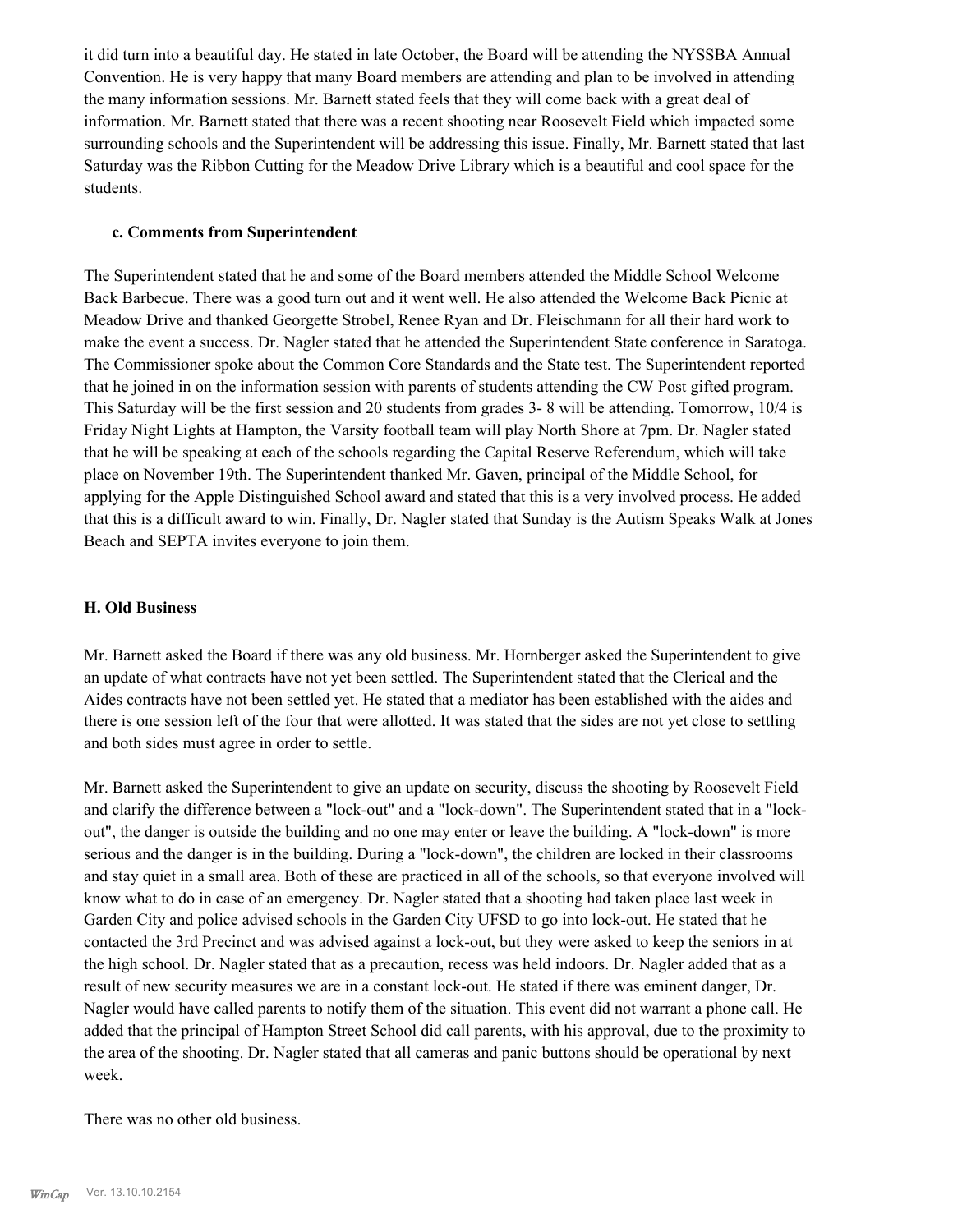it did turn into a beautiful day. He stated in late October, the Board will be attending the NYSSBA Annual Convention. He is very happy that many Board members are attending and plan to be involved in attending the many information sessions. Mr. Barnett stated feels that they will come back with a great deal of information. Mr. Barnett stated that there was a recent shooting near Roosevelt Field which impacted some surrounding schools and the Superintendent will be addressing this issue. Finally, Mr. Barnett stated that last Saturday was the Ribbon Cutting for the Meadow Drive Library which is a beautiful and cool space for the students.

### c. Comments from Superintendent

The Superintendent stated that he and some of the Board members attended the Middle School Welcome Back Barbecue. There was a good turn out and it went well. He also attended the Welcome Back Picnic at Meadow Drive and thanked Georgette Strobel, Renee Ryan and Dr. Fleischmann for all their hard work to make the event a success. Dr. Nagler stated that he attended the Superintendent State conference in Saratoga. The Commissioner spoke about the Common Core Standards and the State test. The Superintendent reported that he joined in on the information session with parents of students attending the CW Post gifted program. This Saturday will be the first session and 20 students from grades 3- 8 will be attending. Tomorrow, 10/4 is Friday Night Lights at Hampton, the Varsity football team will play North Shore at 7pm. Dr. Nagler stated that he will be speaking at each of the schools regarding the Capital Reserve Referendum, which will take place on November 19th. The Superintendent thanked Mr. Gaven, principal of the Middle School, for applying for the Apple Distinguished School award and stated that this is a very involved process. He added that this is a difficult award to win. Finally, Dr. Nagler stated that Sunday is the Autism Speaks Walk at Jones Beach and SEPTA invites everyone to join them.

## H. Old Business

Mr. Barnett asked the Board if there was any old business. Mr. Hornberger asked the Superintendent to give an update of what contracts have not yet been settled. The Superintendent stated that the Clerical and the Aides contracts have not been settled yet. He stated that a mediator has been established with the aides and there is one session left of the four that were allotted. It was stated that the sides are not yet close to settling and both sides must agree in order to settle.

Mr. Barnett asked the Superintendent to give an update on security, discuss the shooting by Roosevelt Field and clarify the difference between a "lock-out" and a "lock-down". The Superintendent stated that in a "lock-out", the danger is outside the building and no one may enter or leave the building. A "lock-down" is more serious and the danger is in the building. During a "lock-down", the children are locked in their classrooms and stay quiet in a small area. Both of these are practiced in all of the schools, so that everyone involved will know what to do in case of an emergency. Dr. Nagler stated that a shooting had taken place last week in Garden City and police advised schools in the Garden City UFSD to go into lock-out. He stated that he contacted the 3rd Precinct and was advised against a lock-out, but they were asked to keep the seniors in at the high school. Dr. Nagler stated that as a precaution, recess was held indoors. Dr. Nagler added that as a result of new security measures we are in a constant lock-out. He stated if there was eminent danger, Dr. Nagler would have called parents to notify them of the situation. This event did not warrant a phone call. He added that the principal of Hampton Street School did call parents, with his approval, due to the proximity to the area of the shooting. Dr. Nagler stated that all cameras and panic buttons should be operational by next week.

There was no other old business.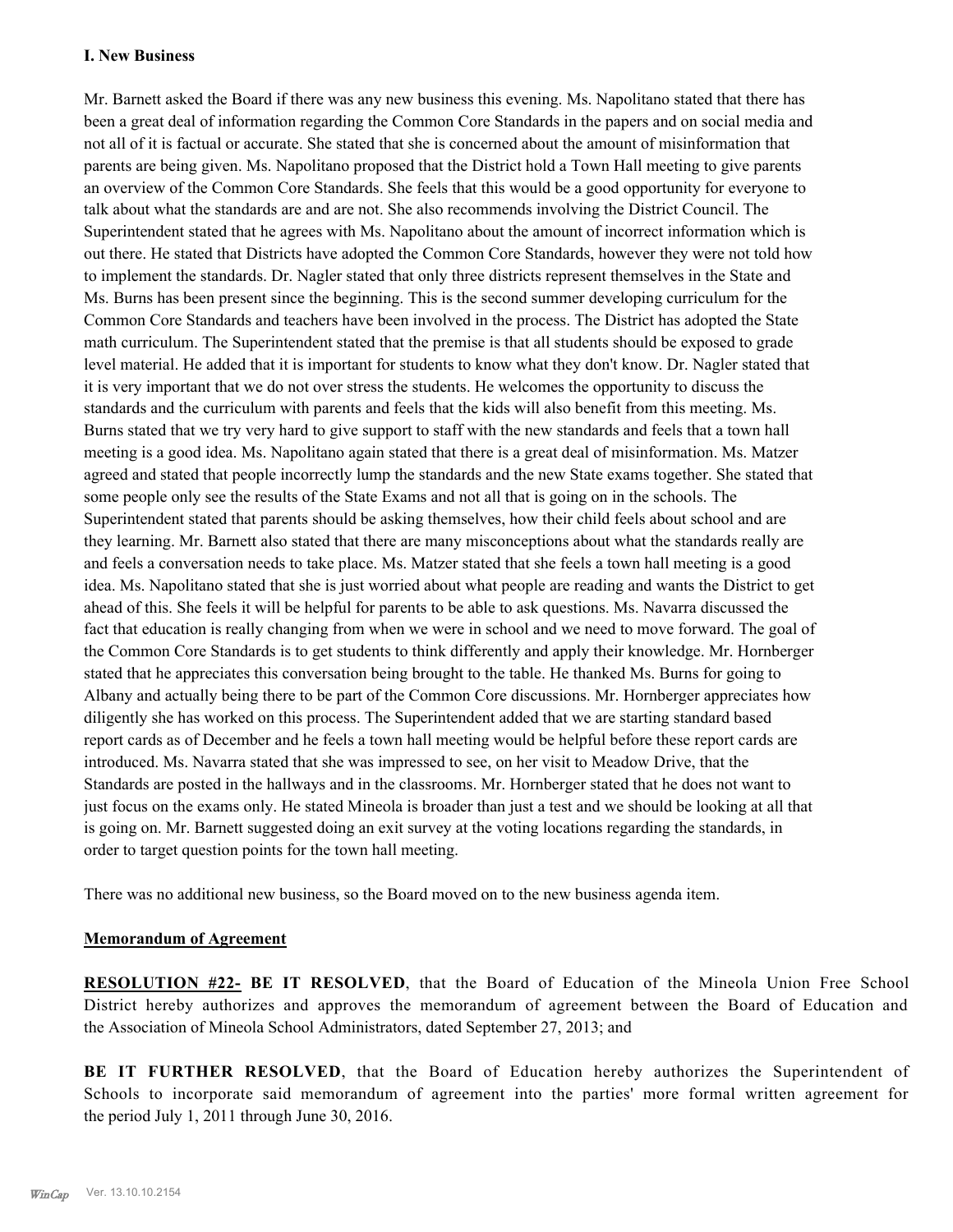**I. New Business**

Mr. Barnett asked the Board if there was any new business this evening. Ms. Napolitano stated that there has been a great deal of information regarding the Common Core Standards in the papers and on social media and not all of it is factual or accurate. She stated that she is concerned about the amount of misinformation that parents are being given. Ms. Napolitano proposed that the District hold a Town Hall meeting to give parents an overview of the Common Core Standards. She feels that this would be a good opportunity for everyone to talk about what the standards are and are not. She also recommends involving the District Council. The Superintendent stated that he agrees with Ms. Napolitano about the amount of incorrect information which is out there. He stated that Districts have adopted the Common Core Standards, however they were not told how to implement the standards. Dr. Nagler stated that only three districts represent themselves in the State and Ms. Burns has been present since the beginning. This is the second summer developing curriculum for the Common Core Standards and teachers have been involved in the process. The District has adopted the State math curriculum. The Superintendent stated that the premise is that all students should be exposed to grade level material. He added that it is important for students to know what they don't know. Dr. Nagler stated that it is very important that we do not over stress the students. He welcomes the opportunity to discuss the standards and the curriculum with parents and feels that the kids will also benefit from this meeting. Ms. Burns stated that we try very hard to give support to staff with the new standards and feels that a town hall meeting is a good idea. Ms. Napolitano again stated that there is a great deal of misinformation. Ms. Matzer agreed and stated that people incorrectly lump the standards and the new State exams together. She stated that some people only see the results of the State Exams and not all that is going on in the schools. The Superintendent stated that parents should be asking themselves, how their child feels about school and are they learning. Mr. Barnett also stated that there are many misconceptions about what the standards really are and feels a conversation needs to take place. Ms. Matzer stated that she feels a town hall meeting is a good idea. Ms. Napolitano stated that she is just worried about what people are reading and wants the District to get ahead of this. She feels it will be helpful for parents to be able to ask questions. Ms. Navarra discussed the fact that education is really changing from when we were in school and we need to move forward. The goal of the Common Core Standards is to get students to think differently and apply their knowledge. Mr. Hornberger stated that he appreciates this conversation being brought to the table. He thanked Ms. Burns for going to Albany and actually being there to be part of the Common Core discussions. Mr. Hornberger appreciates how diligently she has worked on this process. The Superintendent added that we are starting standard based report cards as of December and he feels a town hall meeting would be helpful before these report cards are introduced. Ms. Navarra stated that she was impressed to see, on her visit to Meadow Drive, that the Standards are posted in the hallways and in the classrooms. Mr. Hornberger stated that he does not want to just focus on the exams only. He stated Mineola is broader than just a test and we should be looking at all that is going on. Mr. Barnett suggested doing an exit survey at the voting locations regarding the standards, in order to target question points for the town hall meeting.

There was no additional new business, so the Board moved on to the new business agenda item.

**Memorandum of Agreement**

**RESOLUTION #22- BE IT RESOLVED**, that the Board of Education of the Mineola Union Free School District hereby authorizes and approves the memorandum of agreement between the Board of Education and the Association of Mineola School Administrators, dated September 27, 2013; and

**BE IT FURTHER RESOLVED**, that the Board of Education hereby authorizes the Superintendent of Schools to incorporate said memorandum of agreement into the parties' more formal written agreement for the period July 1, 2011 through June 30, 2016.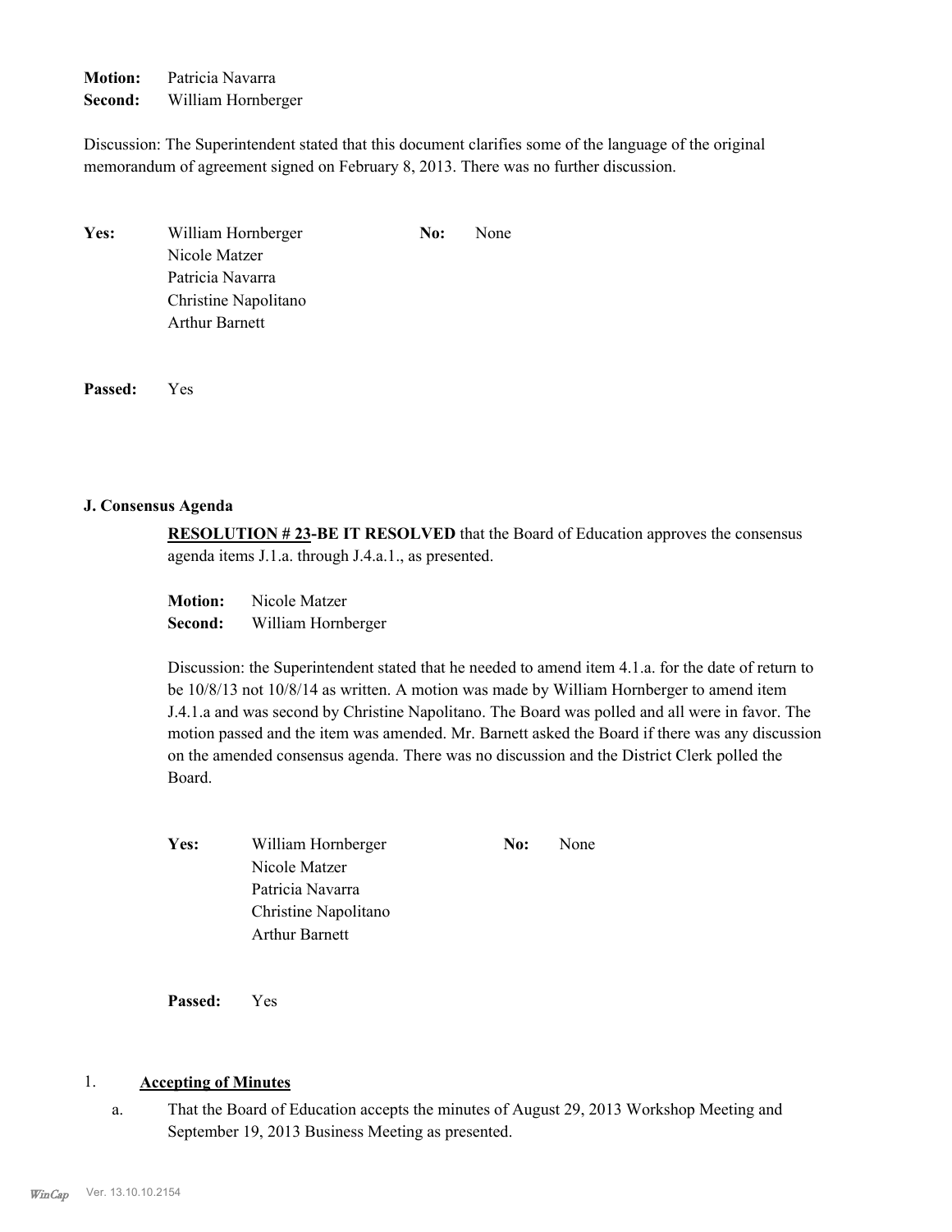**Motion:** Patricia Navarra
**Second:** William Hornberger

Discussion: The Superintendent stated that this document clarifies some of the language of the original memorandum of agreement signed on February 8, 2013. There was no further discussion.

**Yes:** William Hornberger
Nicole Matzer
Patricia Navarra
Christine Napolitano
Arthur Barnett

**No:** None

**Passed:** Yes

### J. Consensus Agenda

**RESOLUTION # 23-BE IT RESOLVED** that the Board of Education approves the consensus agenda items J.1.a. through J.4.a.1., as presented.

**Motion:** Nicole Matzer
**Second:** William Hornberger

Discussion: the Superintendent stated that he needed to amend item 4.1.a. for the date of return to be 10/8/13 not 10/8/14 as written. A motion was made by William Hornberger to amend item J.4.1.a and was second by Christine Napolitano. The Board was polled and all were in favor. The motion passed and the item was amended. Mr. Barnett asked the Board if there was any discussion on the amended consensus agenda. There was no discussion and the District Clerk polled the Board.

**Yes:** William Hornberger
Nicole Matzer
Patricia Navarra
Christine Napolitano
Arthur Barnett

**No:** None

**Passed:** Yes

1. **Accepting of Minutes**

   a. That the Board of Education accepts the minutes of August 29, 2013 Workshop Meeting and September 19, 2013 Business Meeting as presented.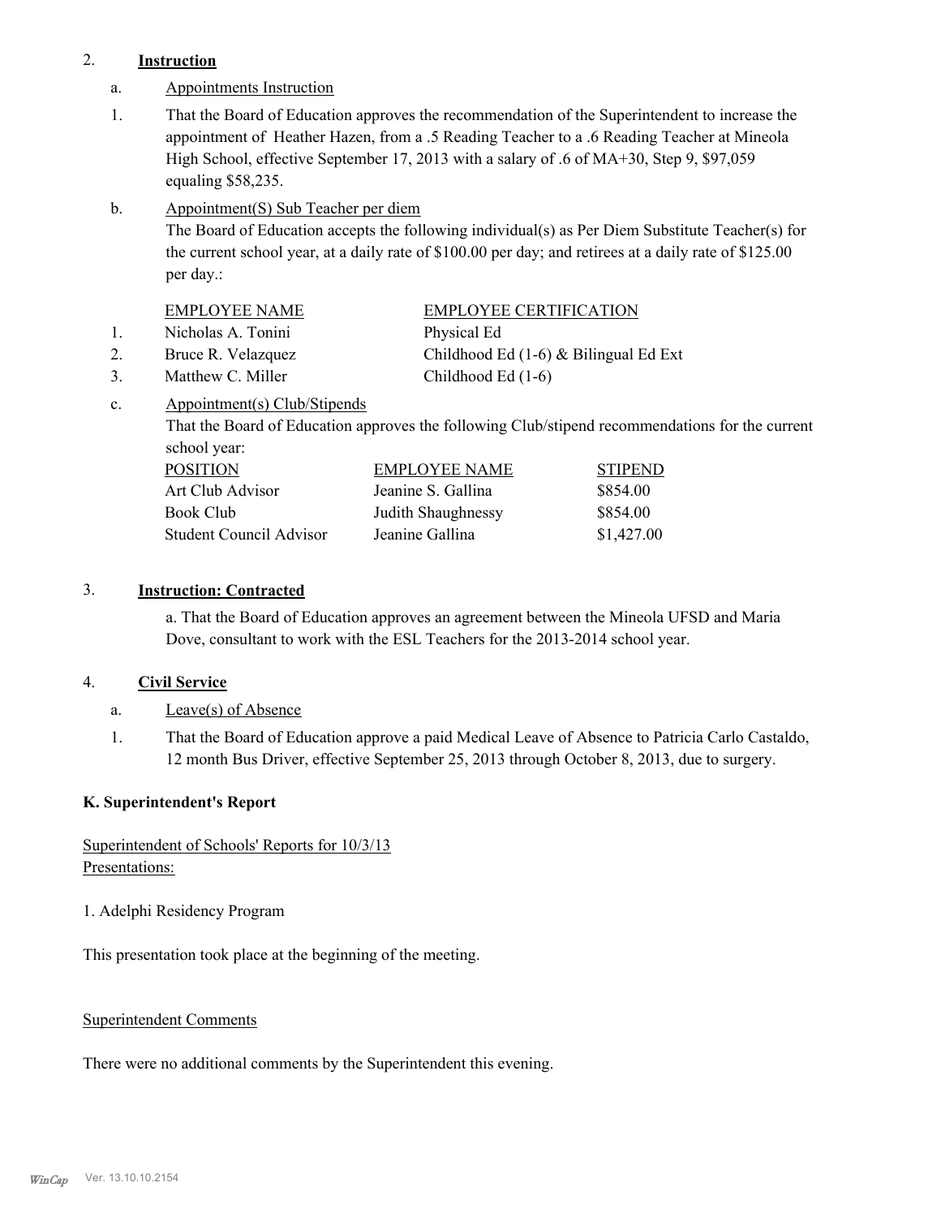2. **Instruction**

a. Appointments Instruction

1. That the Board of Education approves the recommendation of the Superintendent to increase the appointment of Heather Hazen, from a .5 Reading Teacher to a .6 Reading Teacher at Mineola High School, effective September 17, 2013 with a salary of .6 of MA+30, Step 9, $97,059 equaling $58,235.

b. Appointment(S) Sub Teacher per diem

The Board of Education accepts the following individual(s) as Per Diem Substitute Teacher(s) for the current school year, at a daily rate of $100.00 per day; and retirees at a daily rate of $125.00 per day.:

| | EMPLOYEE NAME | EMPLOYEE CERTIFICATION |
|---|---|---|
| 1. | Nicholas A. Tonini | Physical Ed |
| 2. | Bruce R. Velazquez | Childhood Ed (1-6) & Bilingual Ed Ext |
| 3. | Matthew C. Miller | Childhood Ed (1-6) |

c. Appointment(s) Club/Stipends

That the Board of Education approves the following Club/stipend recommendations for the current school year:

| POSITION | EMPLOYEE NAME | STIPEND |
|---|---|---|
| Art Club Advisor | Jeanine S. Gallina | $854.00 |
| Book Club | Judith Shaughnessy | $854.00 |
| Student Council Advisor | Jeanine Gallina | $1,427.00 |

3. **Instruction: Contracted**

a. That the Board of Education approves an agreement between the Mineola UFSD and Maria Dove, consultant to work with the ESL Teachers for the 2013-2014 school year.

4. **Civil Service**

a. Leave(s) of Absence

1. That the Board of Education approve a paid Medical Leave of Absence to Patricia Carlo Castaldo, 12 month Bus Driver, effective September 25, 2013 through October 8, 2013, due to surgery.

**K. Superintendent's Report**

Superintendent of Schools' Reports for 10/3/13
Presentations:

1. Adelphi Residency Program

This presentation took place at the beginning of the meeting.

Superintendent Comments

There were no additional comments by the Superintendent this evening.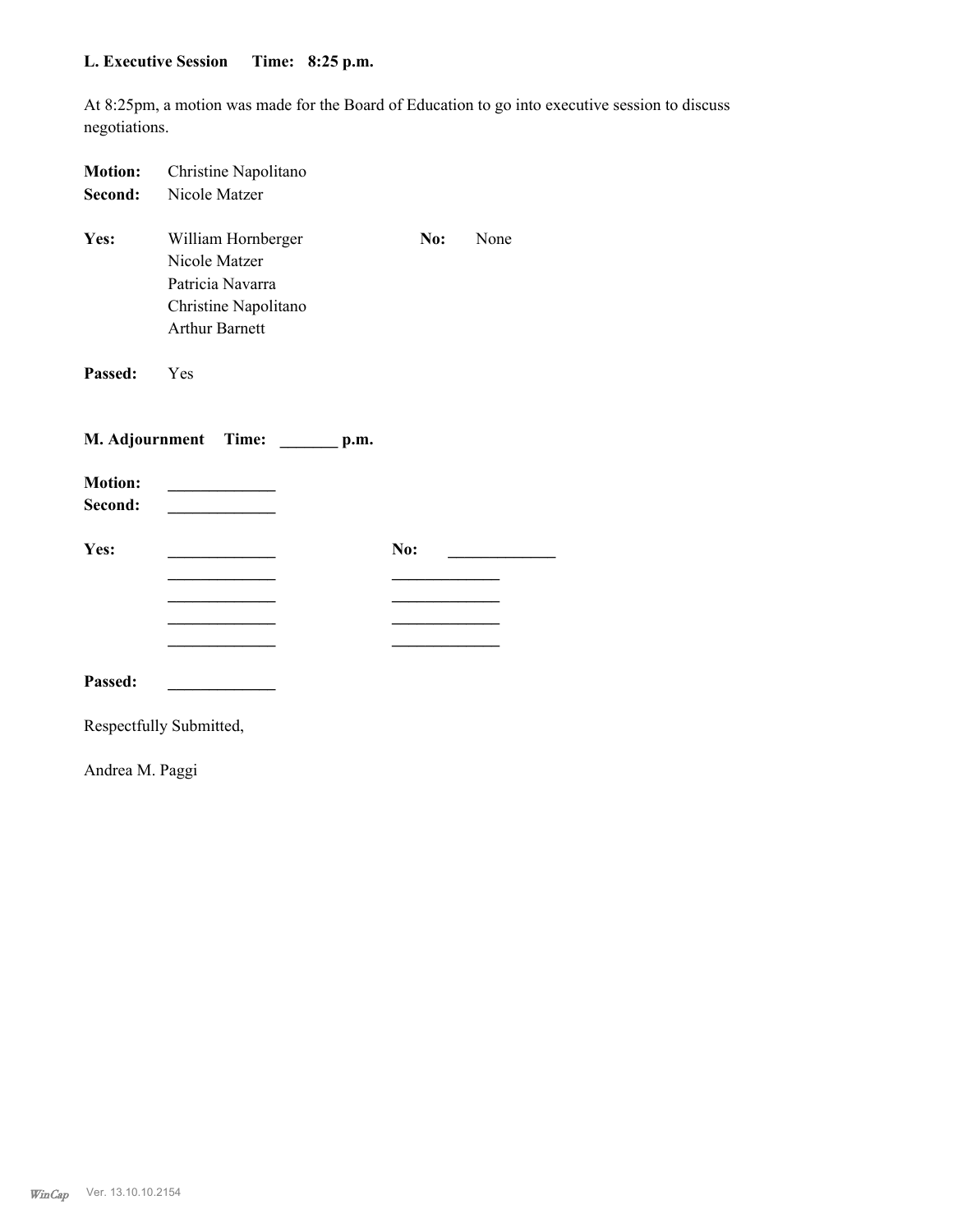**L. Executive Session Time: 8:25 p.m.**

At 8:25pm, a motion was made for the Board of Education to go into executive session to discuss negotiations.

**Motion:** Christine Napolitano
**Second:** Nicole Matzer

**Yes:** William Hornberger
Nicole Matzer
Patricia Navarra
Christine Napolitano
Arthur Barnett

**No:** None

**Passed:** Yes

**M. Adjournment Time: _______ p.m.**

**Motion:** _____________
**Second:** _____________

**Yes:** _____________
_____________
_____________
_____________
_____________

**No:** _____________
_____________
_____________
_____________
_____________

**Passed:** _____________

Respectfully Submitted,

Andrea M. Paggi